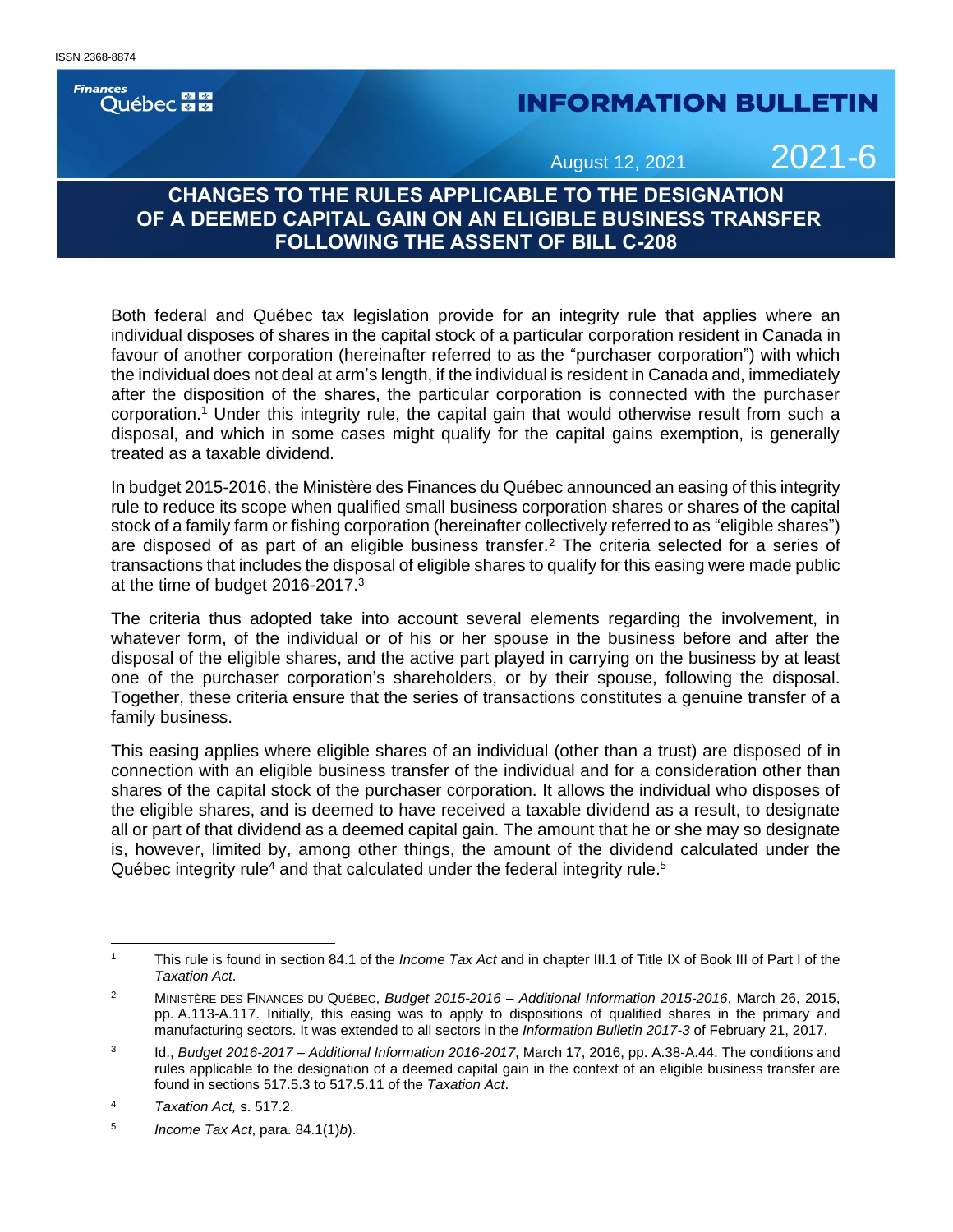ISSN 2368-8874

Finances Québec

# INFORMATION BULLETIN

August 12, 2021 2021-6

## CHANGES TO THE RULES APPLICABLE TO THE DESIGNATION OF A DEEMED CAPITAL GAIN ON AN ELIGIBLE BUSINESS TRANSFER FOLLOWING THE ASSENT OF BILL C-208

Both federal and Québec tax legislation provide for an integrity rule that applies where an individual disposes of shares in the capital stock of a particular corporation resident in Canada in favour of another corporation (hereinafter referred to as the "purchaser corporation") with which the individual does not deal at arm's length, if the individual is resident in Canada and, immediately after the disposition of the shares, the particular corporation is connected with the purchaser corporation.[1] Under this integrity rule, the capital gain that would otherwise result from such a disposal, and which in some cases might qualify for the capital gains exemption, is generally treated as a taxable dividend.

In budget 2015-2016, the Ministère des Finances du Québec announced an easing of this integrity rule to reduce its scope when qualified small business corporation shares or shares of the capital stock of a family farm or fishing corporation (hereinafter collectively referred to as "eligible shares") are disposed of as part of an eligible business transfer.[2] The criteria selected for a series of transactions that includes the disposal of eligible shares to qualify for this easing were made public at the time of budget 2016-2017.[3]

The criteria thus adopted take into account several elements regarding the involvement, in whatever form, of the individual or of his or her spouse in the business before and after the disposal of the eligible shares, and the active part played in carrying on the business by at least one of the purchaser corporation's shareholders, or by their spouse, following the disposal. Together, these criteria ensure that the series of transactions constitutes a genuine transfer of a family business.

This easing applies where eligible shares of an individual (other than a trust) are disposed of in connection with an eligible business transfer of the individual and for a consideration other than shares of the capital stock of the purchaser corporation. It allows the individual who disposes of the eligible shares, and is deemed to have received a taxable dividend as a result, to designate all or part of that dividend as a deemed capital gain. The amount that he or she may so designate is, however, limited by, among other things, the amount of the dividend calculated under the Québec integrity rule[4] and that calculated under the federal integrity rule.[5]

---

[1] This rule is found in section 84.1 of the *Income Tax Act* and in chapter III.1 of Title IX of Book III of Part I of the *Taxation Act*.

[2] Ministère des Finances du Québec, *Budget 2015-2016 – Additional Information 2015-2016*, March 26, 2015, pp. A.113-A.117. Initially, this easing was to apply to dispositions of qualified shares in the primary and manufacturing sectors. It was extended to all sectors in the *Information Bulletin 2017-3* of February 21, 2017.

[3] Id., *Budget 2016-2017 – Additional Information 2016-2017*, March 17, 2016, pp. A.38-A.44. The conditions and rules applicable to the designation of a deemed capital gain in the context of an eligible business transfer are found in sections 517.5.3 to 517.5.11 of the *Taxation Act*.

[4] *Taxation Act,* s. 517.2.

[5] *Income Tax Act*, para. 84.1(1)*b*).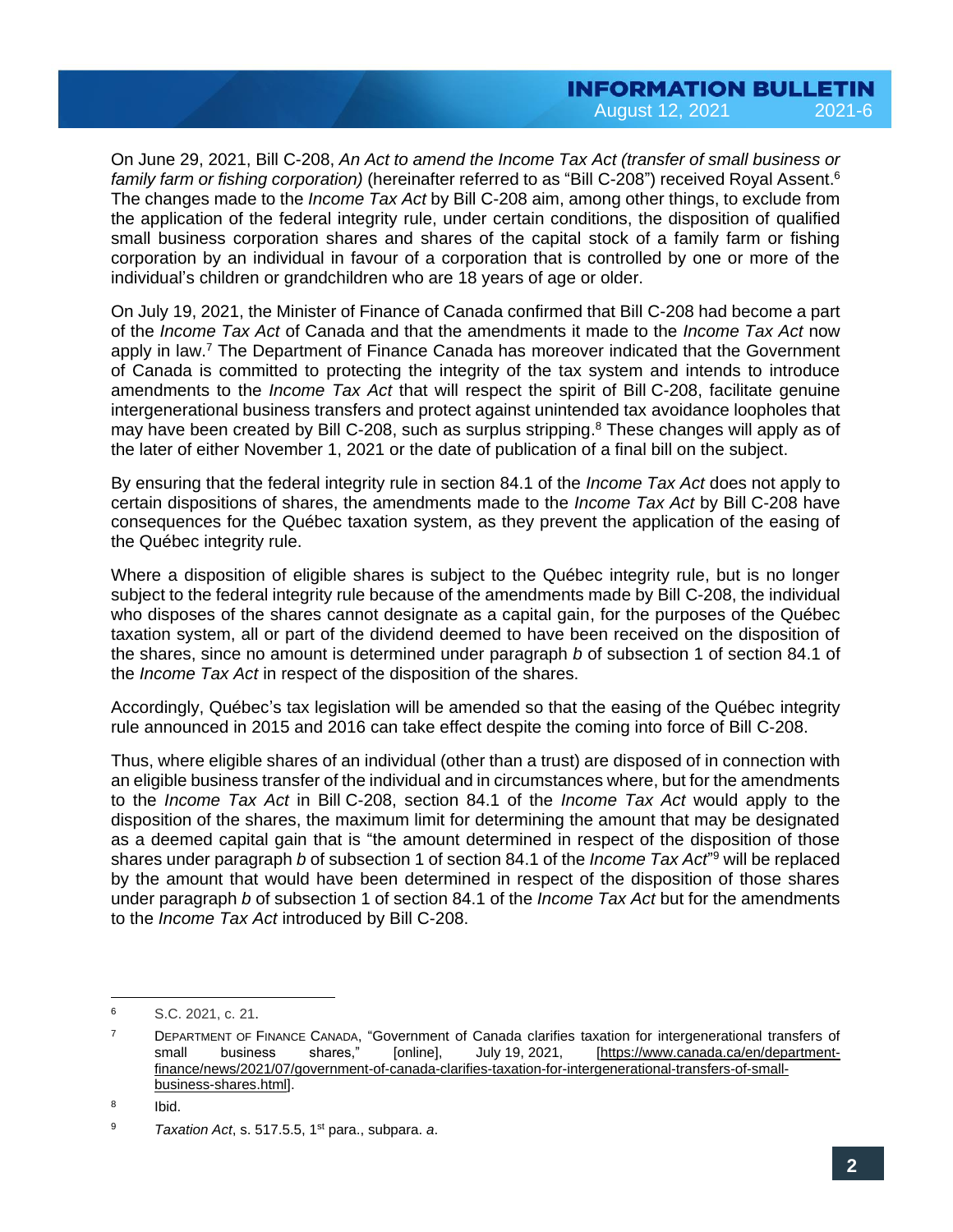On June 29, 2021, Bill C-208, *An Act to amend the Income Tax Act (transfer of small business or family farm or fishing corporation)* (hereinafter referred to as "Bill C-208") received Royal Assent.[6] The changes made to the *Income Tax Act* by Bill C-208 aim, among other things, to exclude from the application of the federal integrity rule, under certain conditions, the disposition of qualified small business corporation shares and shares of the capital stock of a family farm or fishing corporation by an individual in favour of a corporation that is controlled by one or more of the individual's children or grandchildren who are 18 years of age or older.

On July 19, 2021, the Minister of Finance of Canada confirmed that Bill C-208 had become a part of the *Income Tax Act* of Canada and that the amendments it made to the *Income Tax Act* now apply in law.[7] The Department of Finance Canada has moreover indicated that the Government of Canada is committed to protecting the integrity of the tax system and intends to introduce amendments to the *Income Tax Act* that will respect the spirit of Bill C-208, facilitate genuine intergenerational business transfers and protect against unintended tax avoidance loopholes that may have been created by Bill C-208, such as surplus stripping.[8] These changes will apply as of the later of either November 1, 2021 or the date of publication of a final bill on the subject.

By ensuring that the federal integrity rule in section 84.1 of the *Income Tax Act* does not apply to certain dispositions of shares, the amendments made to the *Income Tax Act* by Bill C-208 have consequences for the Québec taxation system, as they prevent the application of the easing of the Québec integrity rule.

Where a disposition of eligible shares is subject to the Québec integrity rule, but is no longer subject to the federal integrity rule because of the amendments made by Bill C-208, the individual who disposes of the shares cannot designate as a capital gain, for the purposes of the Québec taxation system, all or part of the dividend deemed to have been received on the disposition of the shares, since no amount is determined under paragraph *b* of subsection 1 of section 84.1 of the *Income Tax Act* in respect of the disposition of the shares.

Accordingly, Québec's tax legislation will be amended so that the easing of the Québec integrity rule announced in 2015 and 2016 can take effect despite the coming into force of Bill C-208.

Thus, where eligible shares of an individual (other than a trust) are disposed of in connection with an eligible business transfer of the individual and in circumstances where, but for the amendments to the *Income Tax Act* in Bill C-208, section 84.1 of the *Income Tax Act* would apply to the disposition of the shares, the maximum limit for determining the amount that may be designated as a deemed capital gain that is "the amount determined in respect of the disposition of those shares under paragraph *b* of subsection 1 of section 84.1 of the *Income Tax Act*"[9] will be replaced by the amount that would have been determined in respect of the disposition of those shares under paragraph *b* of subsection 1 of section 84.1 of the *Income Tax Act* but for the amendments to the *Income Tax Act* introduced by Bill C-208.

---

[6] S.C. 2021, c. 21.

[7] DEPARTMENT OF FINANCE CANADA, "Government of Canada clarifies taxation for intergenerational transfers of small business shares," [online], July 19, 2021, [https://www.canada.ca/en/department-finance/news/2021/07/government-of-canada-clarifies-taxation-for-intergenerational-transfers-of-small-business-shares.html].

[8] Ibid.

[9] *Taxation Act*, s. 517.5.5, 1st para., subpara. *a*.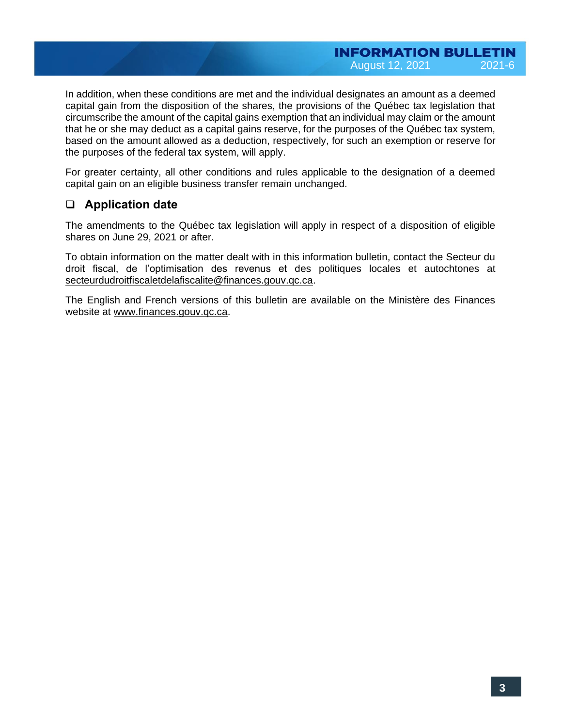In addition, when these conditions are met and the individual designates an amount as a deemed capital gain from the disposition of the shares, the provisions of the Québec tax legislation that circumscribe the amount of the capital gains exemption that an individual may claim or the amount that he or she may deduct as a capital gains reserve, for the purposes of the Québec tax system, based on the amount allowed as a deduction, respectively, for such an exemption or reserve for the purposes of the federal tax system, will apply.

For greater certainty, all other conditions and rules applicable to the designation of a deemed capital gain on an eligible business transfer remain unchanged.

## ❑ Application date

The amendments to the Québec tax legislation will apply in respect of a disposition of eligible shares on June 29, 2021 or after.

To obtain information on the matter dealt with in this information bulletin, contact the Secteur du droit fiscal, de l'optimisation des revenus et des politiques locales et autochtones at secteurdudroitfiscaletdelafiscalite@finances.gouv.qc.ca.

The English and French versions of this bulletin are available on the Ministère des Finances website at www.finances.gouv.qc.ca.